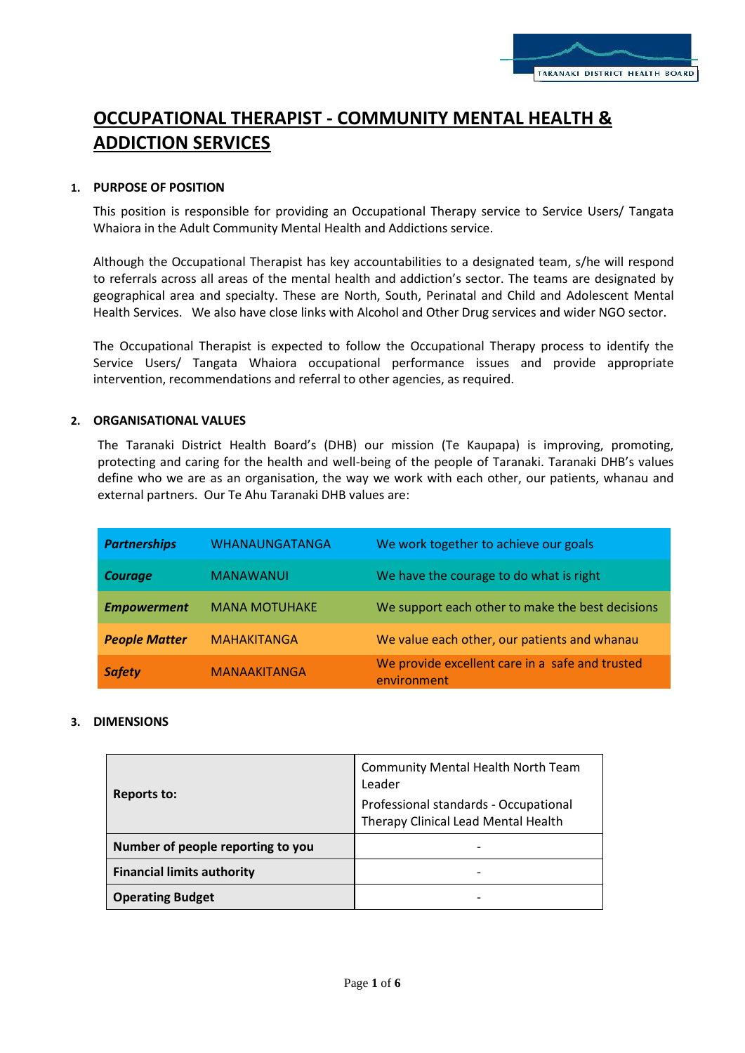# OCCUPATIONAL THERAPIST - COMMUNITY MENTAL HEALTH & ADDICTION SERVICES

## 1. PURPOSE OF POSITION

This position is responsible for providing an Occupational Therapy service to Service Users/ Tangata Whaiora in the Adult Community Mental Health and Addictions service.

Although the Occupational Therapist has key accountabilities to a designated team, s/he will respond to referrals across all areas of the mental health and addiction's sector. The teams are designated by geographical area and specialty. These are North, South, Perinatal and Child and Adolescent Mental Health Services. We also have close links with Alcohol and Other Drug services and wider NGO sector.

The Occupational Therapist is expected to follow the Occupational Therapy process to identify the Service Users/ Tangata Whaiora occupational performance issues and provide appropriate intervention, recommendations and referral to other agencies, as required.

## 2. ORGANISATIONAL VALUES

The Taranaki District Health Board's (DHB) our mission (Te Kaupapa) is improving, promoting, protecting and caring for the health and well-being of the people of Taranaki. Taranaki DHB's values define who we are as an organisation, the way we work with each other, our patients, whanau and external partners. Our Te Ahu Taranaki DHB values are:

| | | |
|---|---|---|
| ***Partnerships*** | WHANAUNGATANGA | We work together to achieve our goals |
| ***Courage*** | MANAWANUI | We have the courage to do what is right |
| ***Empowerment*** | MANA MOTUHAKE | We support each other to make the best decisions |
| ***People Matter*** | MAHAKITANGA | We value each other, our patients and whanau |
| ***Safety*** | MANAAKITANGA | We provide excellent care in a safe and trusted environment |

## 3. DIMENSIONS

| | |
|---|---|
| **Reports to:** | Community Mental Health North Team Leader<br>Professional standards - Occupational Therapy Clinical Lead Mental Health |
| **Number of people reporting to you** | - |
| **Financial limits authority** | - |
| **Operating Budget** | - |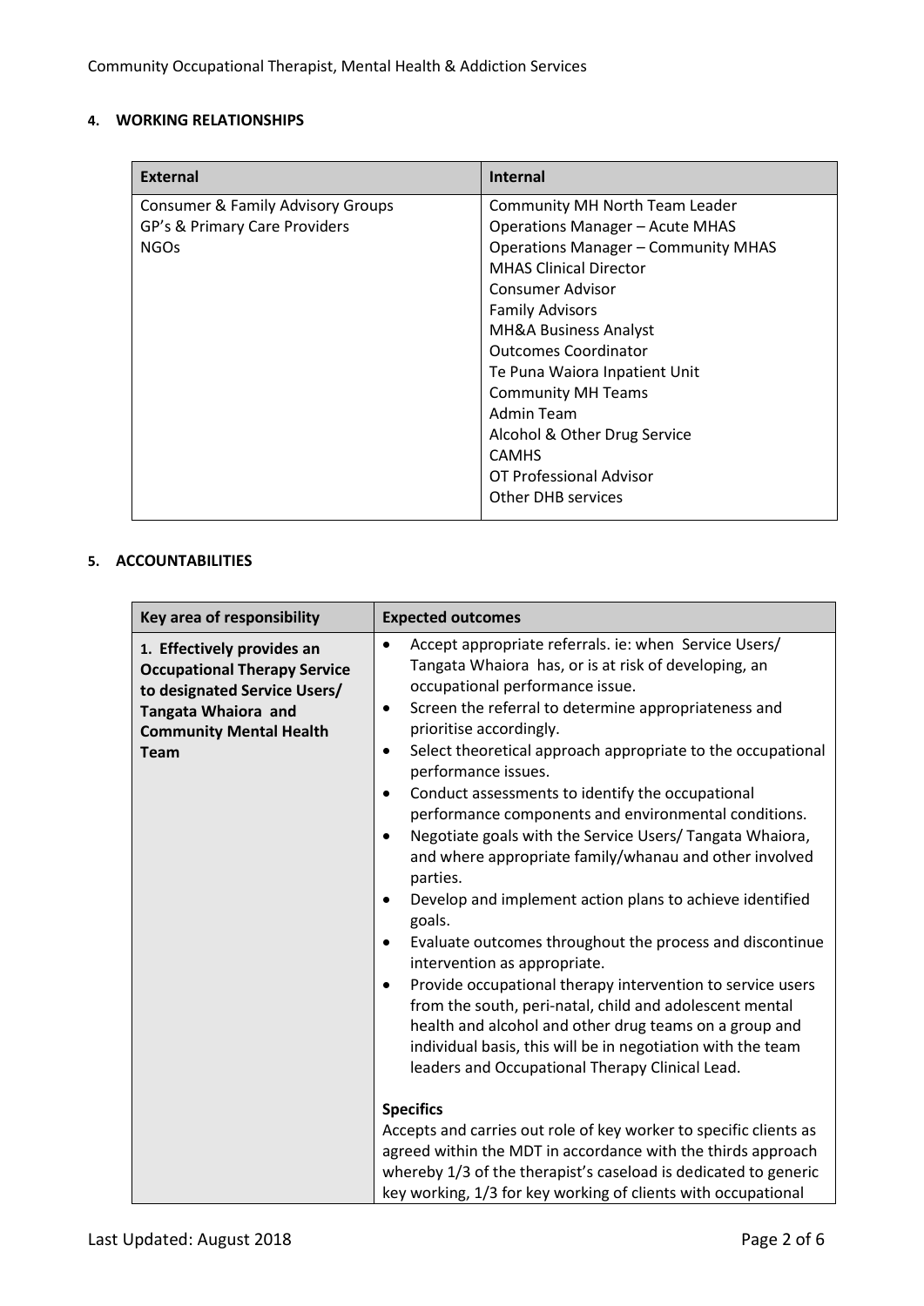#### 4. WORKING RELATIONSHIPS

| External | Internal |
|---|---|
| Consumer & Family Advisory Groups<br>GP's & Primary Care Providers<br>NGOs | Community MH North Team Leader<br>Operations Manager – Acute MHAS<br>Operations Manager – Community MHAS<br>MHAS Clinical Director<br>Consumer Advisor<br>Family Advisors<br>MH&A Business Analyst<br>Outcomes Coordinator<br>Te Puna Waiora Inpatient Unit<br>Community MH Teams<br>Admin Team<br>Alcohol & Other Drug Service<br>CAMHS<br>OT Professional Advisor<br>Other DHB services |

#### 5. ACCOUNTABILITIES

| Key area of responsibility | Expected outcomes |
|---|---|
| **1. Effectively provides an Occupational Therapy Service to designated Service Users/ Tangata Whaiora and Community Mental Health Team** | • Accept appropriate referrals. ie: when Service Users/ Tangata Whaiora has, or is at risk of developing, an occupational performance issue.<br>• Screen the referral to determine appropriateness and prioritise accordingly.<br>• Select theoretical approach appropriate to the occupational performance issues.<br>• Conduct assessments to identify the occupational performance components and environmental conditions.<br>• Negotiate goals with the Service Users/ Tangata Whaiora, and where appropriate family/whanau and other involved parties.<br>• Develop and implement action plans to achieve identified goals.<br>• Evaluate outcomes throughout the process and discontinue intervention as appropriate.<br>• Provide occupational therapy intervention to service users from the south, peri-natal, child and adolescent mental health and alcohol and other drug teams on a group and individual basis, this will be in negotiation with the team leaders and Occupational Therapy Clinical Lead.<br><br>**Specifics**<br>Accepts and carries out role of key worker to specific clients as agreed within the MDT in accordance with the thirds approach whereby 1/3 of the therapist's caseload is dedicated to generic key working, 1/3 for key working of clients with occupational |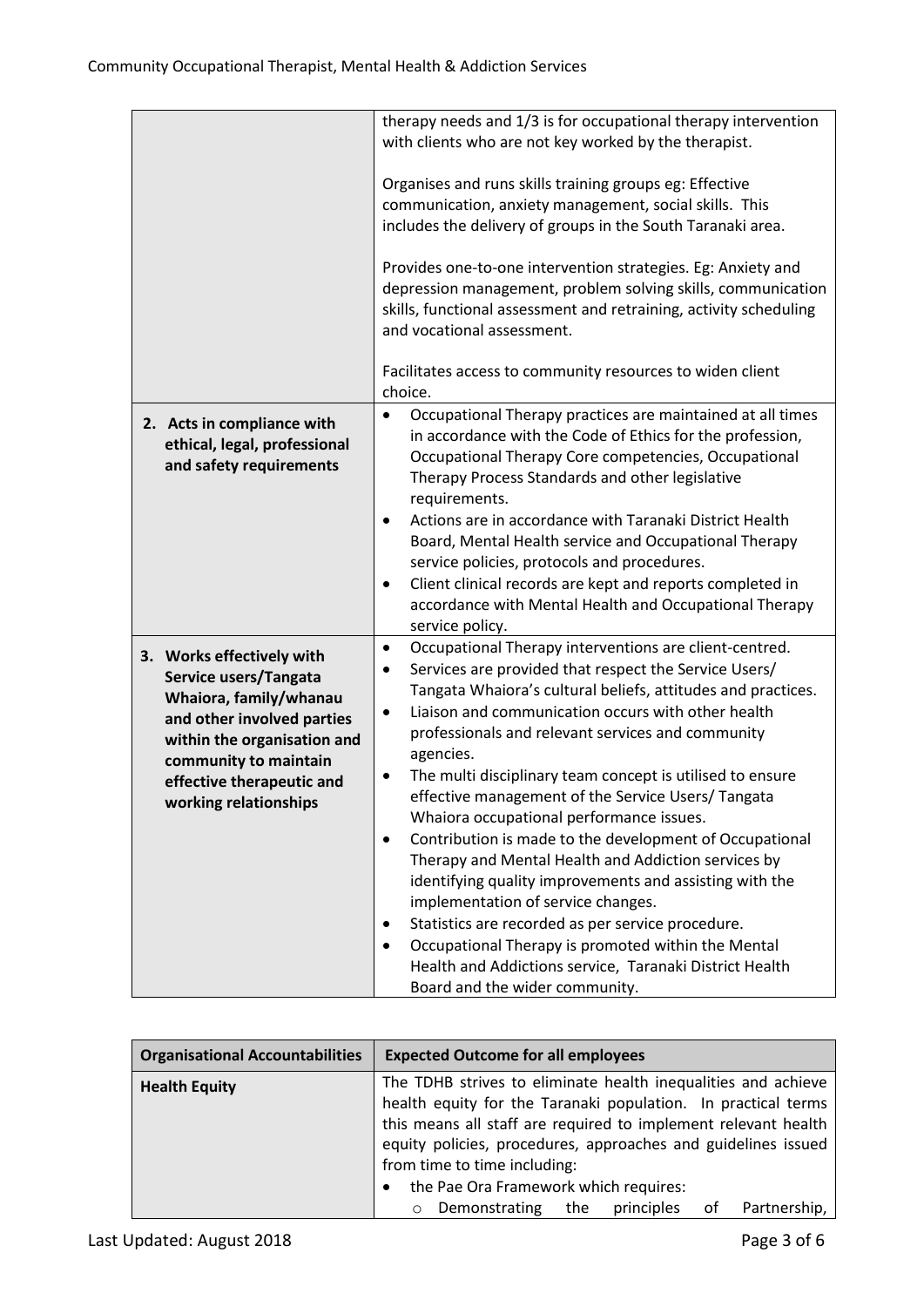| | |
|---|---|
| | therapy needs and 1/3 is for occupational therapy intervention with clients who are not key worked by the therapist.<br><br>Organises and runs skills training groups eg: Effective communication, anxiety management, social skills. This includes the delivery of groups in the South Taranaki area.<br><br>Provides one-to-one intervention strategies. Eg: Anxiety and depression management, problem solving skills, communication skills, functional assessment and retraining, activity scheduling and vocational assessment.<br><br>Facilitates access to community resources to widen client choice. |
| **2. Acts in compliance with ethical, legal, professional and safety requirements** | • Occupational Therapy practices are maintained at all times in accordance with the Code of Ethics for the profession, Occupational Therapy Core competencies, Occupational Therapy Process Standards and other legislative requirements.<br>• Actions are in accordance with Taranaki District Health Board, Mental Health service and Occupational Therapy service policies, protocols and procedures.<br>• Client clinical records are kept and reports completed in accordance with Mental Health and Occupational Therapy service policy. |
| **3. Works effectively with Service users/Tangata Whaiora, family/whanau and other involved parties within the organisation and community to maintain effective therapeutic and working relationships** | • Occupational Therapy interventions are client-centred.<br>• Services are provided that respect the Service Users/ Tangata Whaiora's cultural beliefs, attitudes and practices.<br>• Liaison and communication occurs with other health professionals and relevant services and community agencies.<br>• The multi disciplinary team concept is utilised to ensure effective management of the Service Users/ Tangata Whaiora occupational performance issues.<br>• Contribution is made to the development of Occupational Therapy and Mental Health and Addiction services by identifying quality improvements and assisting with the implementation of service changes.<br>• Statistics are recorded as per service procedure.<br>• Occupational Therapy is promoted within the Mental Health and Addictions service, Taranaki District Health Board and the wider community. |

| Organisational Accountabilities | Expected Outcome for all employees |
|---|---|
| **Health Equity** | The TDHB strives to eliminate health inequalities and achieve health equity for the Taranaki population. In practical terms this means all staff are required to implement relevant health equity policies, procedures, approaches and guidelines issued from time to time including:<br>• the Pae Ora Framework which requires:<br>&nbsp;&nbsp;&nbsp;&nbsp;○ Demonstrating the principles of Partnership, |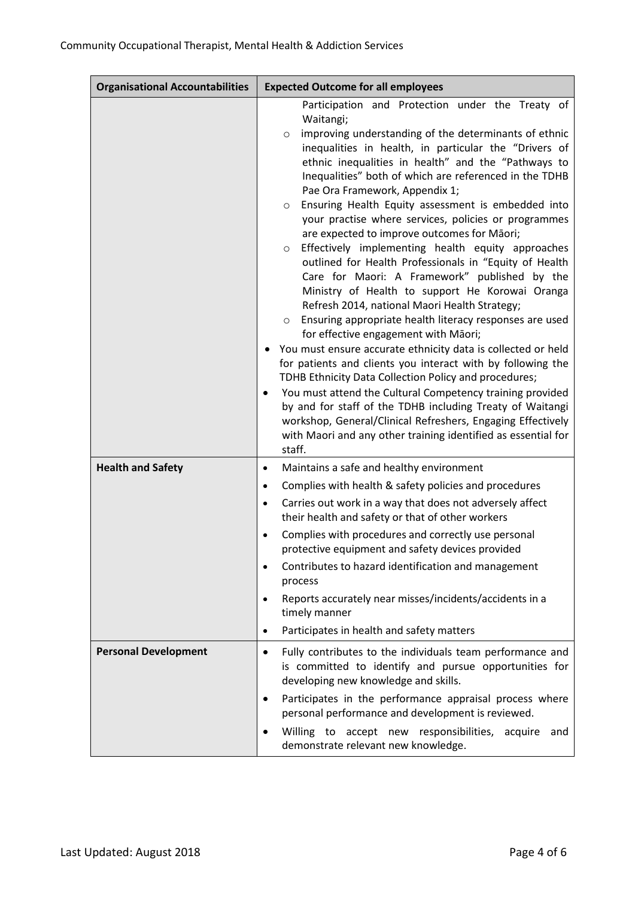| Organisational Accountabilities | Expected Outcome for all employees |
|---|---|
| | Participation and Protection under the Treaty of Waitangi;<br>○ improving understanding of the determinants of ethnic inequalities in health, in particular the "Drivers of ethnic inequalities in health" and the "Pathways to Inequalities" both of which are referenced in the TDHB Pae Ora Framework, Appendix 1;<br>○ Ensuring Health Equity assessment is embedded into your practise where services, policies or programmes are expected to improve outcomes for Māori;<br>○ Effectively implementing health equity approaches outlined for Health Professionals in "Equity of Health Care for Maori: A Framework" published by the Ministry of Health to support He Korowai Oranga Refresh 2014, national Maori Health Strategy;<br>○ Ensuring appropriate health literacy responses are used for effective engagement with Māori;<br>• You must ensure accurate ethnicity data is collected or held for patients and clients you interact with by following the TDHB Ethnicity Data Collection Policy and procedures;<br>• You must attend the Cultural Competency training provided by and for staff of the TDHB including Treaty of Waitangi workshop, General/Clinical Refreshers, Engaging Effectively with Maori and any other training identified as essential for staff. |
| **Health and Safety** | • Maintains a safe and healthy environment<br>• Complies with health & safety policies and procedures<br>• Carries out work in a way that does not adversely affect their health and safety or that of other workers<br>• Complies with procedures and correctly use personal protective equipment and safety devices provided<br>• Contributes to hazard identification and management process<br>• Reports accurately near misses/incidents/accidents in a timely manner<br>• Participates in health and safety matters |
| **Personal Development** | • Fully contributes to the individuals team performance and is committed to identify and pursue opportunities for developing new knowledge and skills.<br>• Participates in the performance appraisal process where personal performance and development is reviewed.<br>• Willing to accept new responsibilities, acquire and demonstrate relevant new knowledge. |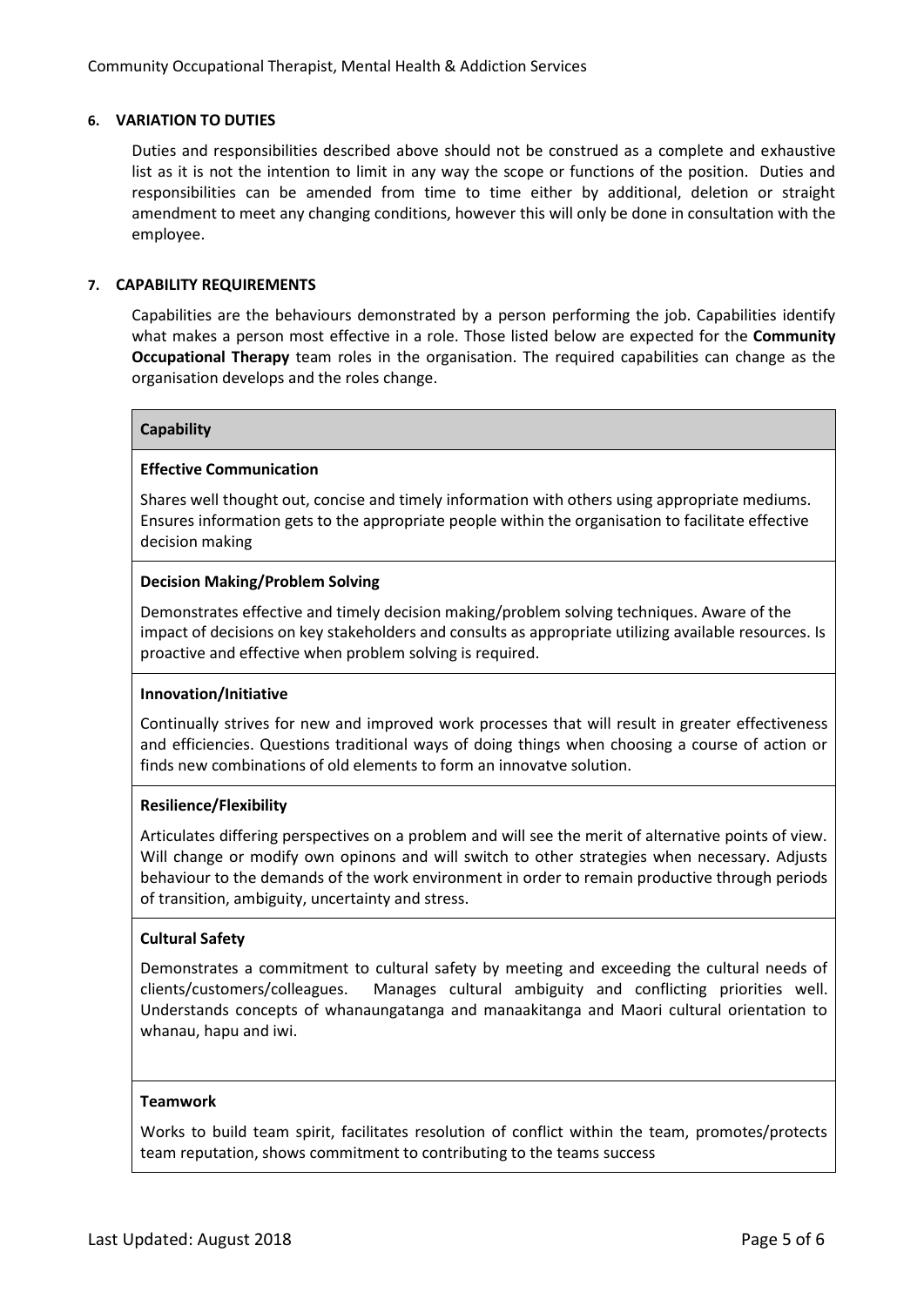## 6. VARIATION TO DUTIES

Duties and responsibilities described above should not be construed as a complete and exhaustive list as it is not the intention to limit in any way the scope or functions of the position. Duties and responsibilities can be amended from time to time either by additional, deletion or straight amendment to meet any changing conditions, however this will only be done in consultation with the employee.

## 7. CAPABILITY REQUIREMENTS

Capabilities are the behaviours demonstrated by a person performing the job. Capabilities identify what makes a person most effective in a role. Those listed below are expected for the **Community Occupational Therapy** team roles in the organisation. The required capabilities can change as the organisation develops and the roles change.

| Capability |
|---|
| **Effective Communication**<br><br>Shares well thought out, concise and timely information with others using appropriate mediums. Ensures information gets to the appropriate people within the organisation to facilitate effective decision making |
| **Decision Making/Problem Solving**<br><br>Demonstrates effective and timely decision making/problem solving techniques. Aware of the impact of decisions on key stakeholders and consults as appropriate utilizing available resources. Is proactive and effective when problem solving is required. |
| **Innovation/Initiative**<br><br>Continually strives for new and improved work processes that will result in greater effectiveness and efficiencies. Questions traditional ways of doing things when choosing a course of action or finds new combinations of old elements to form an innovatve solution. |
| **Resilience/Flexibility**<br><br>Articulates differing perspectives on a problem and will see the merit of alternative points of view. Will change or modify own opinons and will switch to other strategies when necessary. Adjusts behaviour to the demands of the work environment in order to remain productive through periods of transition, ambiguity, uncertainty and stress. |
| **Cultural Safety**<br><br>Demonstrates a commitment to cultural safety by meeting and exceeding the cultural needs of clients/customers/colleagues. Manages cultural ambiguity and conflicting priorities well. Understands concepts of whanaungatanga and manaakitanga and Maori cultural orientation to whanau, hapu and iwi. |
| **Teamwork**<br><br>Works to build team spirit, facilitates resolution of conflict within the team, promotes/protects team reputation, shows commitment to contributing to the teams success |

Last Updated: August 2018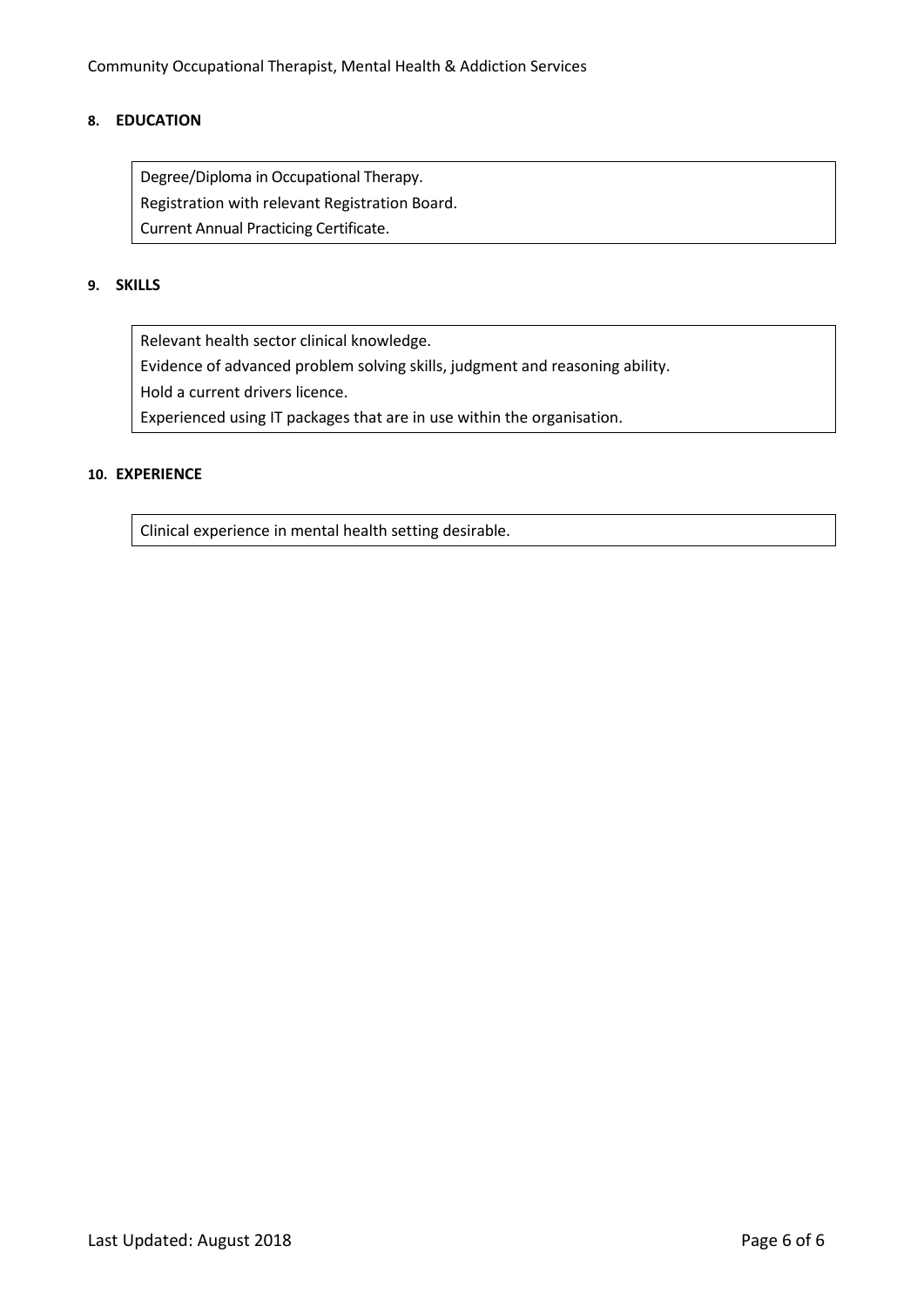## 8. EDUCATION

| |
|---|
| Degree/Diploma in Occupational Therapy. |
| Registration with relevant Registration Board. |
| Current Annual Practicing Certificate. |

## 9. SKILLS

| |
|---|
| Relevant health sector clinical knowledge. |
| Evidence of advanced problem solving skills, judgment and reasoning ability. |
| Hold a current drivers licence. |
| Experienced using IT packages that are in use within the organisation. |

## 10. EXPERIENCE

| |
|---|
| Clinical experience in mental health setting desirable. |

Last Updated: August 2018